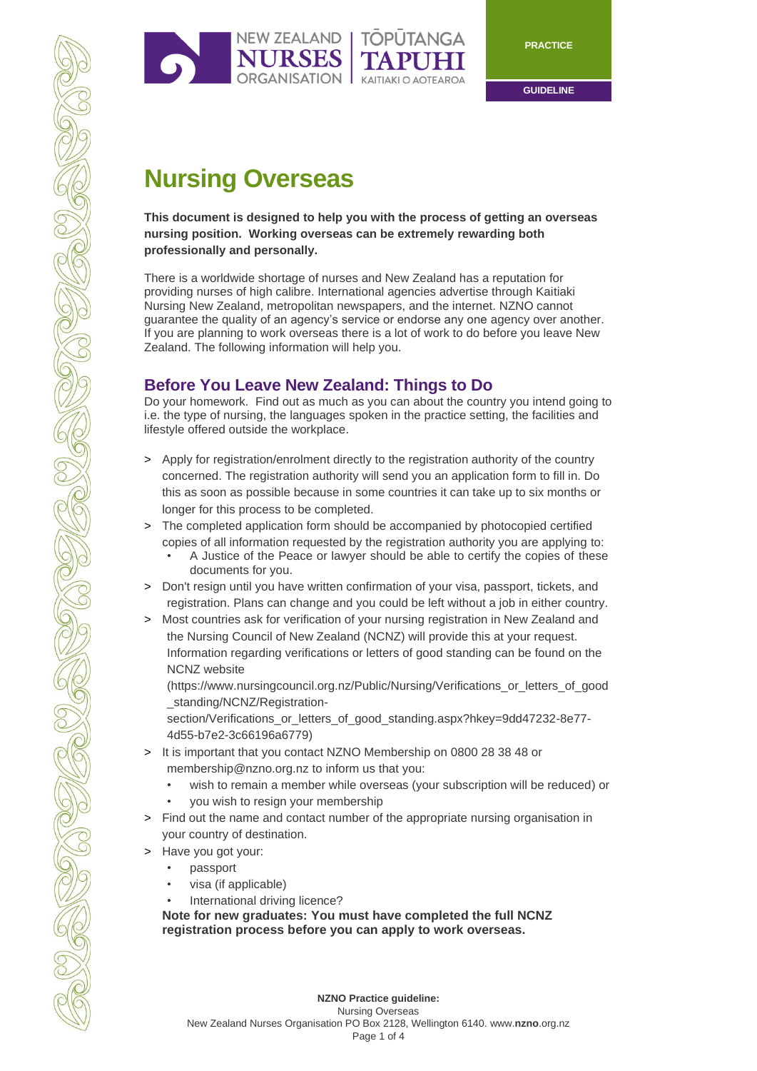# Nursing Overseas

**This document is designed to help you with the process of getting an overseas nursing position. Working overseas can be extremely rewarding both professionally and personally.**

There is a worldwide shortage of nurses and New Zealand has a reputation for providing nurses of high calibre. International agencies advertise through Kaitiaki Nursing New Zealand, metropolitan newspapers, and the internet. NZNO cannot guarantee the quality of an agency's service or endorse any one agency over another. If you are planning to work overseas there is a lot of work to do before you leave New Zealand. The following information will help you.

## Before You Leave New Zealand: Things to Do

Do your homework. Find out as much as you can about the country you intend going to i.e. the type of nursing, the languages spoken in the practice setting, the facilities and lifestyle offered outside the workplace.

> Apply for registration/enrolment directly to the registration authority of the country concerned. The registration authority will send you an application form to fill in. Do this as soon as possible because in some countries it can take up to six months or longer for this process to be completed.

> The completed application form should be accompanied by photocopied certified copies of all information requested by the registration authority you are applying to:
- A Justice of the Peace or lawyer should be able to certify the copies of these documents for you.

> Don't resign until you have written confirmation of your visa, passport, tickets, and registration. Plans can change and you could be left without a job in either country.

> Most countries ask for verification of your nursing registration in New Zealand and the Nursing Council of New Zealand (NCNZ) will provide this at your request. Information regarding verifications or letters of good standing can be found on the NCNZ website (https://www.nursingcouncil.org.nz/Public/Nursing/Verifications_or_letters_of_good_standing/NCNZ/Registration-section/Verifications_or_letters_of_good_standing.aspx?hkey=9dd47232-8e77-4d55-b7e2-3c66196a6779)

> It is important that you contact NZNO Membership on 0800 28 38 48 or membership@nzno.org.nz to inform us that you:
- wish to remain a member while overseas (your subscription will be reduced) or
- you wish to resign your membership

> Find out the name and contact number of the appropriate nursing organisation in your country of destination.

> Have you got your:
- passport
- visa (if applicable)
- International driving licence?

**Note for new graduates: You must have completed the full NCNZ registration process before you can apply to work overseas.**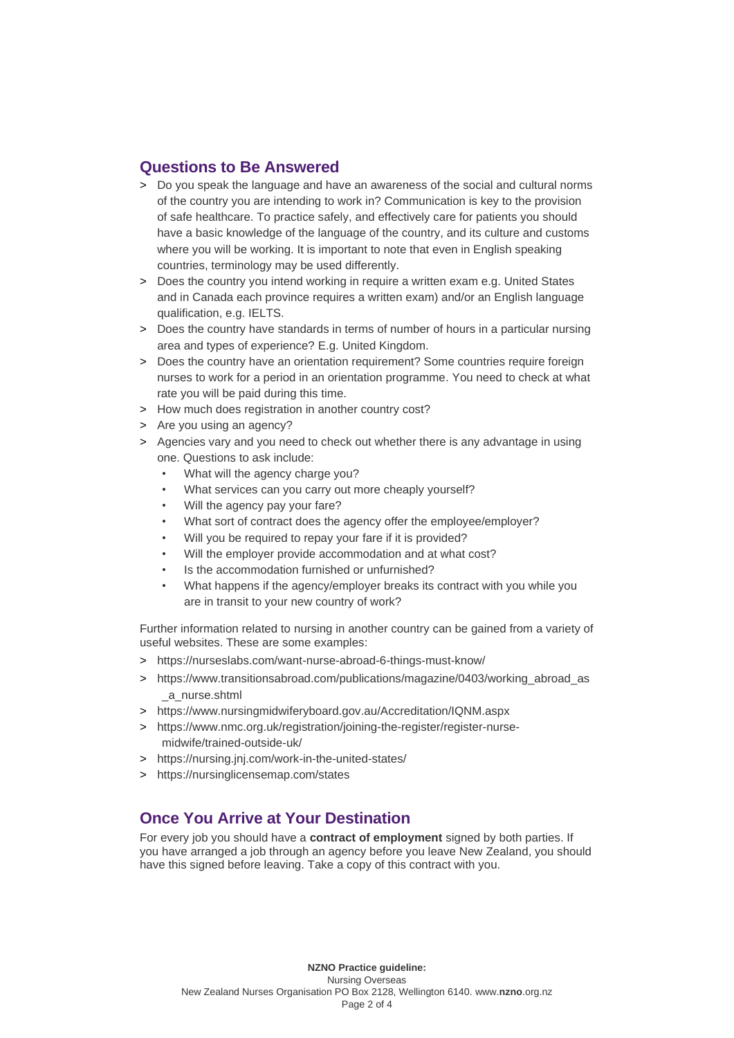## Questions to Be Answered

- Do you speak the language and have an awareness of the social and cultural norms of the country you are intending to work in? Communication is key to the provision of safe healthcare. To practice safely, and effectively care for patients you should have a basic knowledge of the language of the country, and its culture and customs where you will be working. It is important to note that even in English speaking countries, terminology may be used differently.
- Does the country you intend working in require a written exam e.g. United States and in Canada each province requires a written exam) and/or an English language qualification, e.g. IELTS.
- Does the country have standards in terms of number of hours in a particular nursing area and types of experience? E.g. United Kingdom.
- Does the country have an orientation requirement? Some countries require foreign nurses to work for a period in an orientation programme. You need to check at what rate you will be paid during this time.
- How much does registration in another country cost?
- Are you using an agency?
- Agencies vary and you need to check out whether there is any advantage in using one. Questions to ask include:
  - What will the agency charge you?
  - What services can you carry out more cheaply yourself?
  - Will the agency pay your fare?
  - What sort of contract does the agency offer the employee/employer?
  - Will you be required to repay your fare if it is provided?
  - Will the employer provide accommodation and at what cost?
  - Is the accommodation furnished or unfurnished?
  - What happens if the agency/employer breaks its contract with you while you are in transit to your new country of work?

Further information related to nursing in another country can be gained from a variety of useful websites. These are some examples:

- https://nurseslabs.com/want-nurse-abroad-6-things-must-know/
- https://www.transitionsabroad.com/publications/magazine/0403/working_abroad_as_a_nurse.shtml
- https://www.nursingmidwiferyboard.gov.au/Accreditation/IQNM.aspx
- https://www.nmc.org.uk/registration/joining-the-register/register-nurse-midwife/trained-outside-uk/
- https://nursing.jnj.com/work-in-the-united-states/
- https://nursinglicensemap.com/states

## Once You Arrive at Your Destination

For every job you should have a **contract of employment** signed by both parties. If you have arranged a job through an agency before you leave New Zealand, you should have this signed before leaving. Take a copy of this contract with you.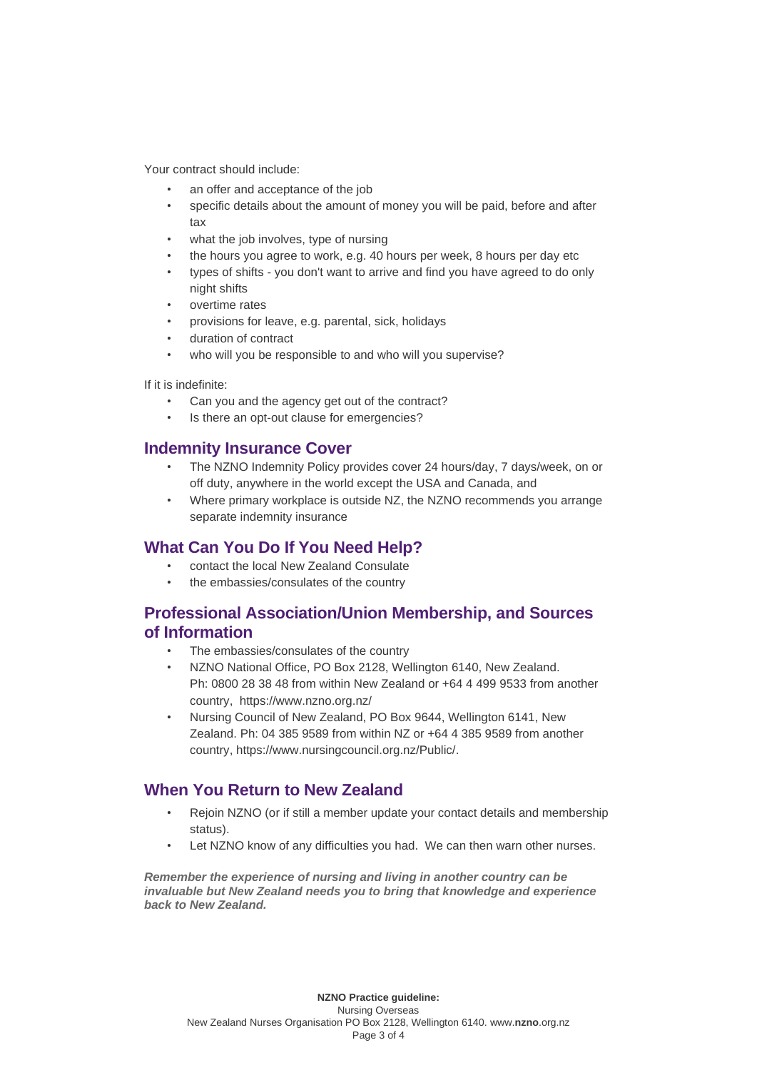Your contract should include:

- an offer and acceptance of the job
- specific details about the amount of money you will be paid, before and after tax
- what the job involves, type of nursing
- the hours you agree to work, e.g. 40 hours per week, 8 hours per day etc
- types of shifts - you don't want to arrive and find you have agreed to do only night shifts
- overtime rates
- provisions for leave, e.g. parental, sick, holidays
- duration of contract
- who will you be responsible to and who will you supervise?

If it is indefinite:

- Can you and the agency get out of the contract?
- Is there an opt-out clause for emergencies?

## Indemnity Insurance Cover

- The NZNO Indemnity Policy provides cover 24 hours/day, 7 days/week, on or off duty, anywhere in the world except the USA and Canada, and
- Where primary workplace is outside NZ, the NZNO recommends you arrange separate indemnity insurance

## What Can You Do If You Need Help?

- contact the local New Zealand Consulate
- the embassies/consulates of the country

## Professional Association/Union Membership, and Sources of Information

- The embassies/consulates of the country
- NZNO National Office, PO Box 2128, Wellington 6140, New Zealand. Ph: 0800 28 38 48 from within New Zealand or +64 4 499 9533 from another country, https://www.nzno.org.nz/
- Nursing Council of New Zealand, PO Box 9644, Wellington 6141, New Zealand. Ph: 04 385 9589 from within NZ or +64 4 385 9589 from another country, https://www.nursingcouncil.org.nz/Public/.

## When You Return to New Zealand

- Rejoin NZNO (or if still a member update your contact details and membership status).
- Let NZNO know of any difficulties you had. We can then warn other nurses.

***Remember the experience of nursing and living in another country can be invaluable but New Zealand needs you to bring that knowledge and experience back to New Zealand.***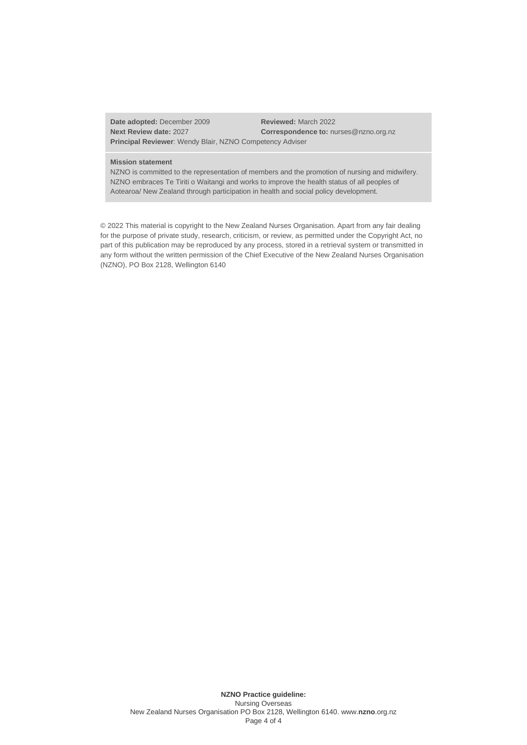**Date adopted:** December 2009
**Reviewed:** March 2022
**Next Review date:** 2027
**Correspondence to:** nurses@nzno.org.nz
**Principal Reviewer**: Wendy Blair, NZNO Competency Adviser

**Mission statement**

NZNO is committed to the representation of members and the promotion of nursing and midwifery. NZNO embraces Te Tiriti o Waitangi and works to improve the health status of all peoples of Aotearoa/ New Zealand through participation in health and social policy development.

© 2022 This material is copyright to the New Zealand Nurses Organisation. Apart from any fair dealing for the purpose of private study, research, criticism, or review, as permitted under the Copyright Act, no part of this publication may be reproduced by any process, stored in a retrieval system or transmitted in any form without the written permission of the Chief Executive of the New Zealand Nurses Organisation (NZNO), PO Box 2128, Wellington 6140